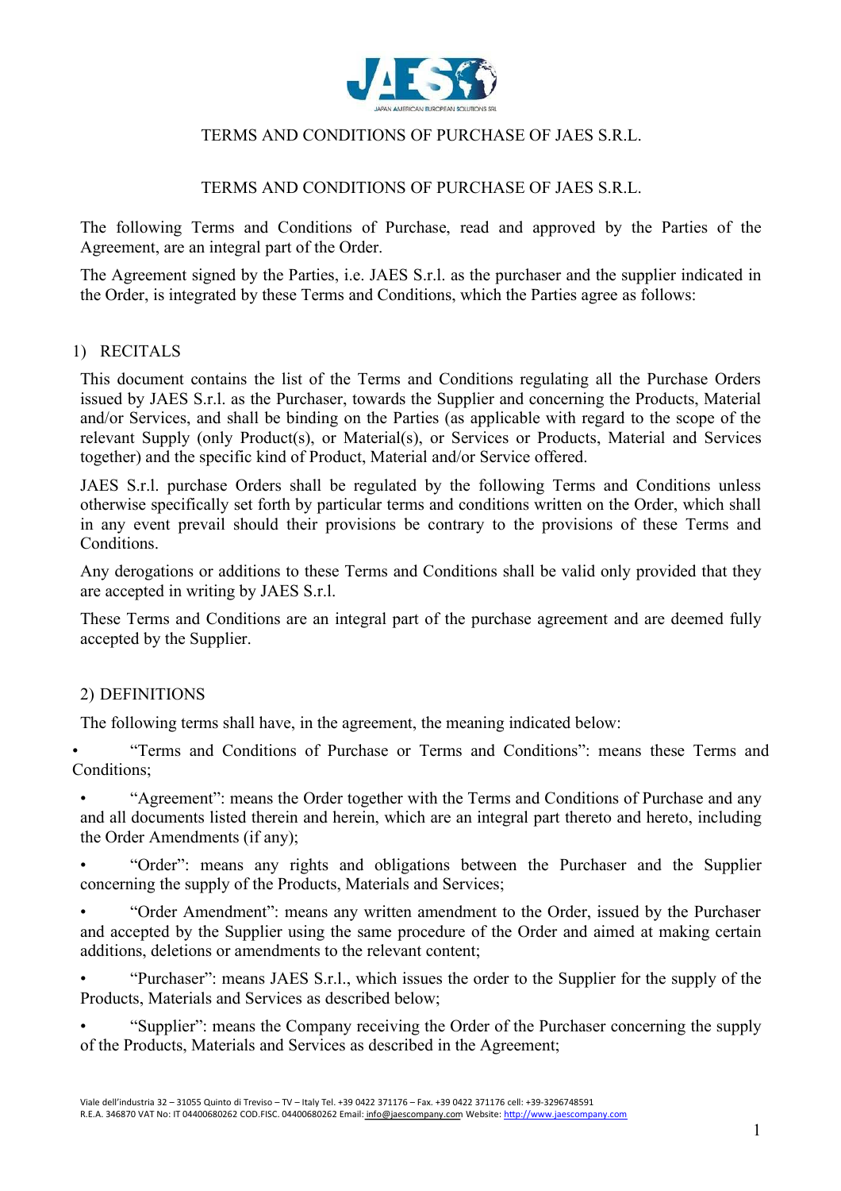# TERMS AND CONDITIONS OF PURCHASE OF JAES S.R.L.

## TERMS AND CONDITIONS OF PURCHASE OF JAES S.R.L.

The following Terms and Conditions of Purchase, read and approved by the Parties of the Agreement, are an integral part of the Order.

The Agreement signed by the Parties, i.e. JAES S.r.l. as the purchaser and the supplier indicated in the Order, is integrated by these Terms and Conditions, which the Parties agree as follows:

## 1) RECITALS

This document contains the list of the Terms and Conditions regulating all the Purchase Orders issued by JAES S.r.l. as the Purchaser, towards the Supplier and concerning the Products, Material and/or Services, and shall be binding on the Parties (as applicable with regard to the scope of the relevant Supply (only Product(s), or Material(s), or Services or Products, Material and Services together) and the specific kind of Product, Material and/or Service offered.

JAES S.r.l. purchase Orders shall be regulated by the following Terms and Conditions unless otherwise specifically set forth by particular terms and conditions written on the Order, which shall in any event prevail should their provisions be contrary to the provisions of these Terms and Conditions.

Any derogations or additions to these Terms and Conditions shall be valid only provided that they are accepted in writing by JAES S.r.l.

These Terms and Conditions are an integral part of the purchase agreement and are deemed fully accepted by the Supplier.

## 2) DEFINITIONS

The following terms shall have, in the agreement, the meaning indicated below:

- "Terms and Conditions of Purchase or Terms and Conditions": means these Terms and Conditions;
- "Agreement": means the Order together with the Terms and Conditions of Purchase and any and all documents listed therein and herein, which are an integral part thereto and hereto, including the Order Amendments (if any);
- "Order": means any rights and obligations between the Purchaser and the Supplier concerning the supply of the Products, Materials and Services;
- "Order Amendment": means any written amendment to the Order, issued by the Purchaser and accepted by the Supplier using the same procedure of the Order and aimed at making certain additions, deletions or amendments to the relevant content;
- "Purchaser": means JAES S.r.l., which issues the order to the Supplier for the supply of the Products, Materials and Services as described below;
- "Supplier": means the Company receiving the Order of the Purchaser concerning the supply of the Products, Materials and Services as described in the Agreement;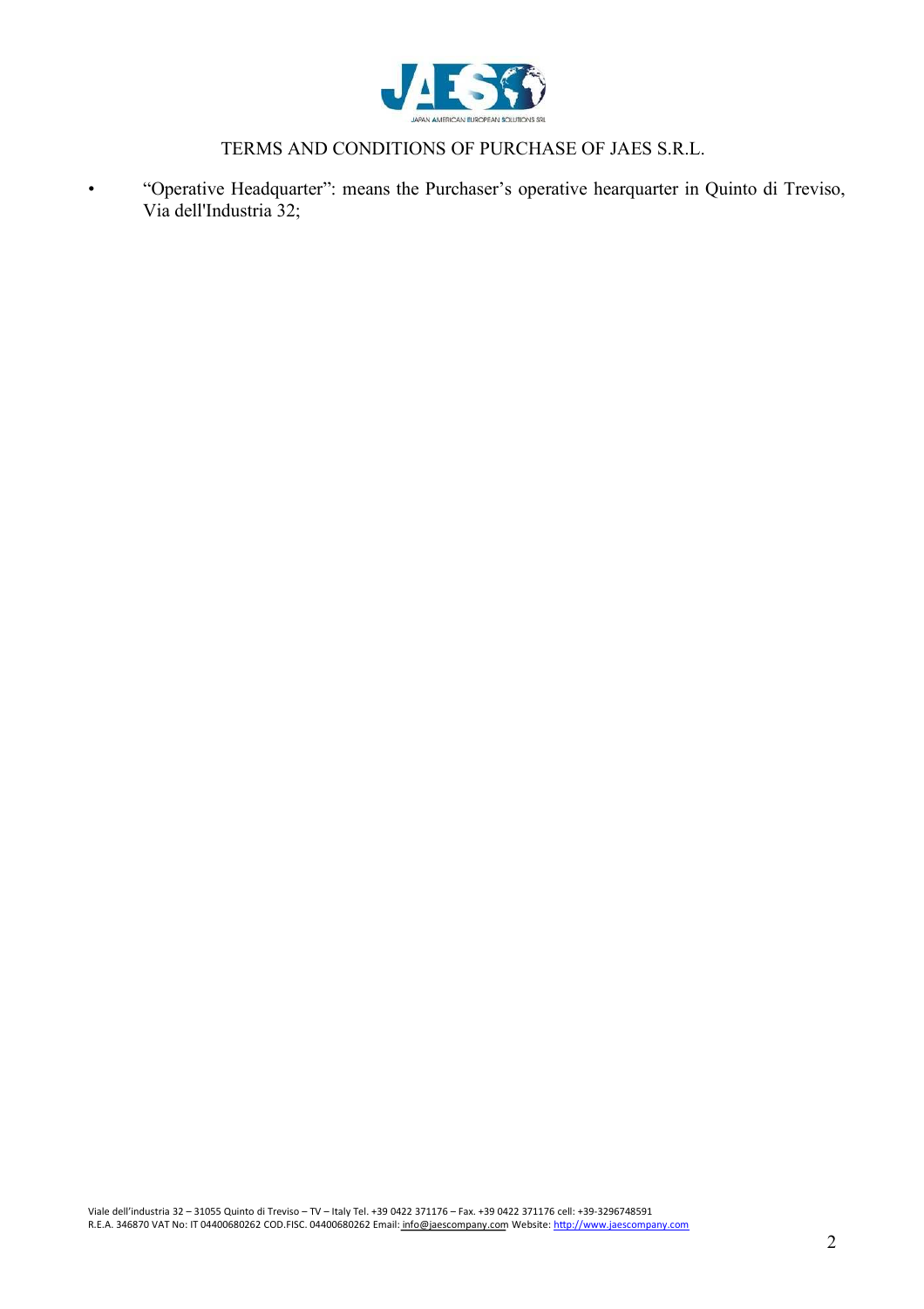- "Operative Headquarter": means the Purchaser's operative hearquarter in Quinto di Treviso, Via dell'Industria 32;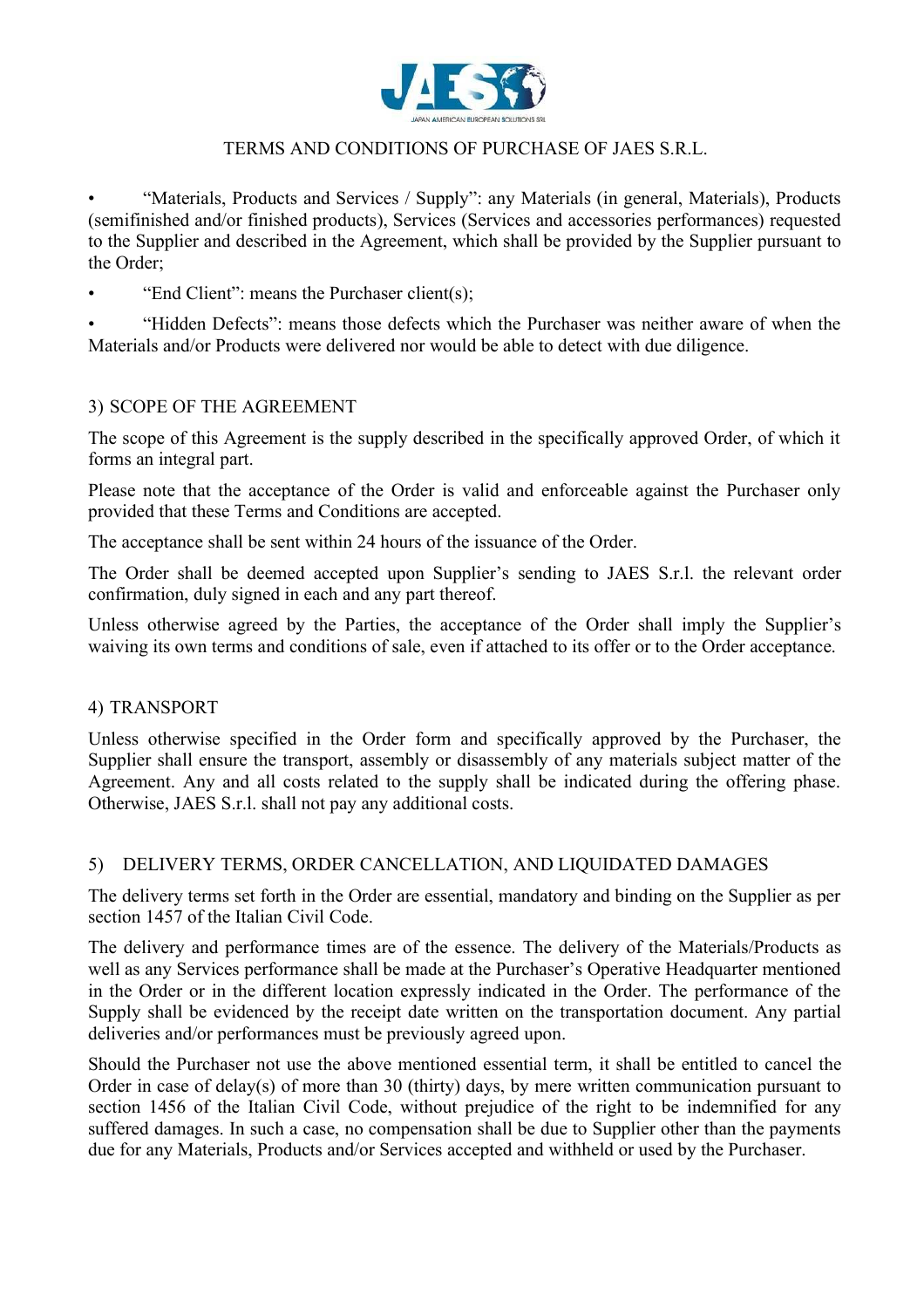TERMS AND CONDITIONS OF PURCHASE OF JAES S.R.L.

- "Materials, Products and Services / Supply": any Materials (in general, Materials), Products (semifinished and/or finished products), Services (Services and accessories performances) requested to the Supplier and described in the Agreement, which shall be provided by the Supplier pursuant to the Order;
- "End Client": means the Purchaser client(s);
- "Hidden Defects": means those defects which the Purchaser was neither aware of when the Materials and/or Products were delivered nor would be able to detect with due diligence.

## 3) SCOPE OF THE AGREEMENT

The scope of this Agreement is the supply described in the specifically approved Order, of which it forms an integral part.

Please note that the acceptance of the Order is valid and enforceable against the Purchaser only provided that these Terms and Conditions are accepted.

The acceptance shall be sent within 24 hours of the issuance of the Order.

The Order shall be deemed accepted upon Supplier's sending to JAES S.r.l. the relevant order confirmation, duly signed in each and any part thereof.

Unless otherwise agreed by the Parties, the acceptance of the Order shall imply the Supplier's waiving its own terms and conditions of sale, even if attached to its offer or to the Order acceptance.

## 4) TRANSPORT

Unless otherwise specified in the Order form and specifically approved by the Purchaser, the Supplier shall ensure the transport, assembly or disassembly of any materials subject matter of the Agreement. Any and all costs related to the supply shall be indicated during the offering phase. Otherwise, JAES S.r.l. shall not pay any additional costs.

## 5) DELIVERY TERMS, ORDER CANCELLATION, AND LIQUIDATED DAMAGES

The delivery terms set forth in the Order are essential, mandatory and binding on the Supplier as per section 1457 of the Italian Civil Code.

The delivery and performance times are of the essence. The delivery of the Materials/Products as well as any Services performance shall be made at the Purchaser's Operative Headquarter mentioned in the Order or in the different location expressly indicated in the Order. The performance of the Supply shall be evidenced by the receipt date written on the transportation document. Any partial deliveries and/or performances must be previously agreed upon.

Should the Purchaser not use the above mentioned essential term, it shall be entitled to cancel the Order in case of delay(s) of more than 30 (thirty) days, by mere written communication pursuant to section 1456 of the Italian Civil Code, without prejudice of the right to be indemnified for any suffered damages. In such a case, no compensation shall be due to Supplier other than the payments due for any Materials, Products and/or Services accepted and withheld or used by the Purchaser.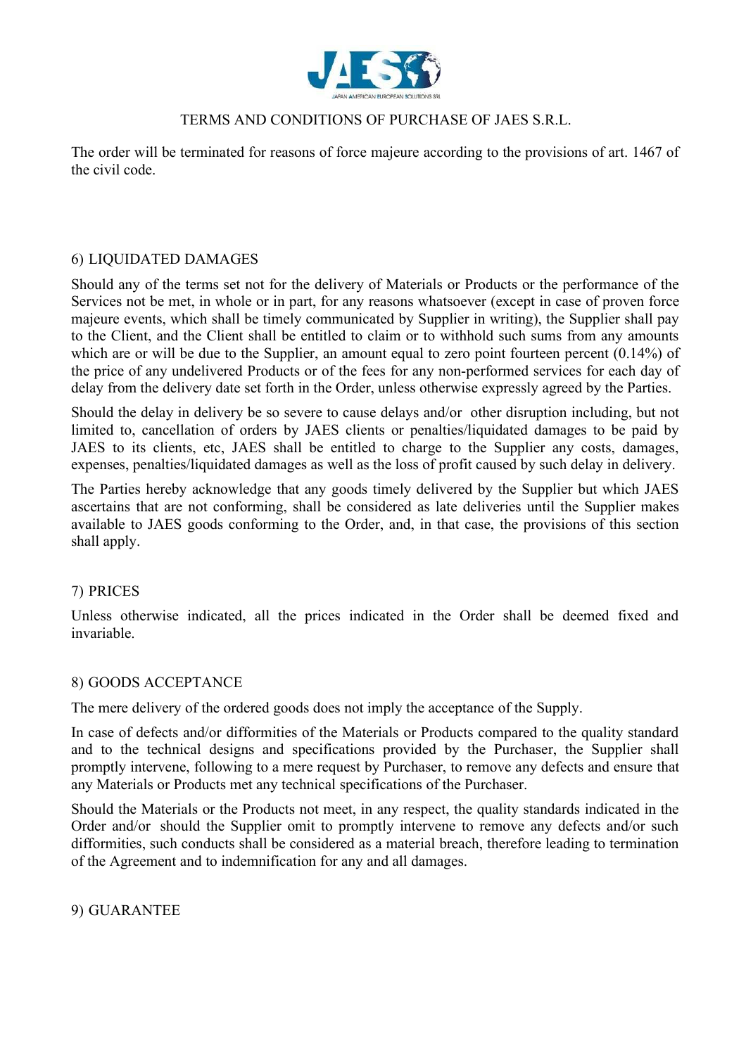The order will be terminated for reasons of force majeure according to the provisions of art. 1467 of the civil code.

## 6) LIQUIDATED DAMAGES

Should any of the terms set not for the delivery of Materials or Products or the performance of the Services not be met, in whole or in part, for any reasons whatsoever (except in case of proven force majeure events, which shall be timely communicated by Supplier in writing), the Supplier shall pay to the Client, and the Client shall be entitled to claim or to withhold such sums from any amounts which are or will be due to the Supplier, an amount equal to zero point fourteen percent (0.14%) of the price of any undelivered Products or of the fees for any non-performed services for each day of delay from the delivery date set forth in the Order, unless otherwise expressly agreed by the Parties.

Should the delay in delivery be so severe to cause delays and/or other disruption including, but not limited to, cancellation of orders by JAES clients or penalties/liquidated damages to be paid by JAES to its clients, etc, JAES shall be entitled to charge to the Supplier any costs, damages, expenses, penalties/liquidated damages as well as the loss of profit caused by such delay in delivery.

The Parties hereby acknowledge that any goods timely delivered by the Supplier but which JAES ascertains that are not conforming, shall be considered as late deliveries until the Supplier makes available to JAES goods conforming to the Order, and, in that case, the provisions of this section shall apply.

## 7) PRICES

Unless otherwise indicated, all the prices indicated in the Order shall be deemed fixed and invariable.

## 8) GOODS ACCEPTANCE

The mere delivery of the ordered goods does not imply the acceptance of the Supply.

In case of defects and/or difformities of the Materials or Products compared to the quality standard and to the technical designs and specifications provided by the Purchaser, the Supplier shall promptly intervene, following to a mere request by Purchaser, to remove any defects and ensure that any Materials or Products met any technical specifications of the Purchaser.

Should the Materials or the Products not meet, in any respect, the quality standards indicated in the Order and/or should the Supplier omit to promptly intervene to remove any defects and/or such difformities, such conducts shall be considered as a material breach, therefore leading to termination of the Agreement and to indemnification for any and all damages.

## 9) GUARANTEE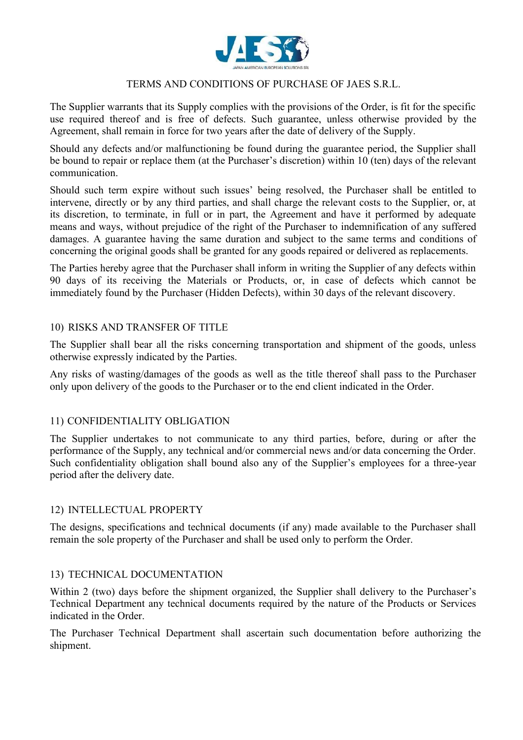TERMS AND CONDITIONS OF PURCHASE OF JAES S.R.L.

The Supplier warrants that its Supply complies with the provisions of the Order, is fit for the specific use required thereof and is free of defects. Such guarantee, unless otherwise provided by the Agreement, shall remain in force for two years after the date of delivery of the Supply.

Should any defects and/or malfunctioning be found during the guarantee period, the Supplier shall be bound to repair or replace them (at the Purchaser's discretion) within 10 (ten) days of the relevant communication.

Should such term expire without such issues' being resolved, the Purchaser shall be entitled to intervene, directly or by any third parties, and shall charge the relevant costs to the Supplier, or, at its discretion, to terminate, in full or in part, the Agreement and have it performed by adequate means and ways, without prejudice of the right of the Purchaser to indemnification of any suffered damages. A guarantee having the same duration and subject to the same terms and conditions of concerning the original goods shall be granted for any goods repaired or delivered as replacements.

The Parties hereby agree that the Purchaser shall inform in writing the Supplier of any defects within 90 days of its receiving the Materials or Products, or, in case of defects which cannot be immediately found by the Purchaser (Hidden Defects), within 30 days of the relevant discovery.

## 10) RISKS AND TRANSFER OF TITLE

The Supplier shall bear all the risks concerning transportation and shipment of the goods, unless otherwise expressly indicated by the Parties.

Any risks of wasting/damages of the goods as well as the title thereof shall pass to the Purchaser only upon delivery of the goods to the Purchaser or to the end client indicated in the Order.

## 11) CONFIDENTIALITY OBLIGATION

The Supplier undertakes to not communicate to any third parties, before, during or after the performance of the Supply, any technical and/or commercial news and/or data concerning the Order. Such confidentiality obligation shall bound also any of the Supplier's employees for a three-year period after the delivery date.

## 12) INTELLECTUAL PROPERTY

The designs, specifications and technical documents (if any) made available to the Purchaser shall remain the sole property of the Purchaser and shall be used only to perform the Order.

## 13) TECHNICAL DOCUMENTATION

Within 2 (two) days before the shipment organized, the Supplier shall delivery to the Purchaser's Technical Department any technical documents required by the nature of the Products or Services indicated in the Order.

The Purchaser Technical Department shall ascertain such documentation before authorizing the shipment.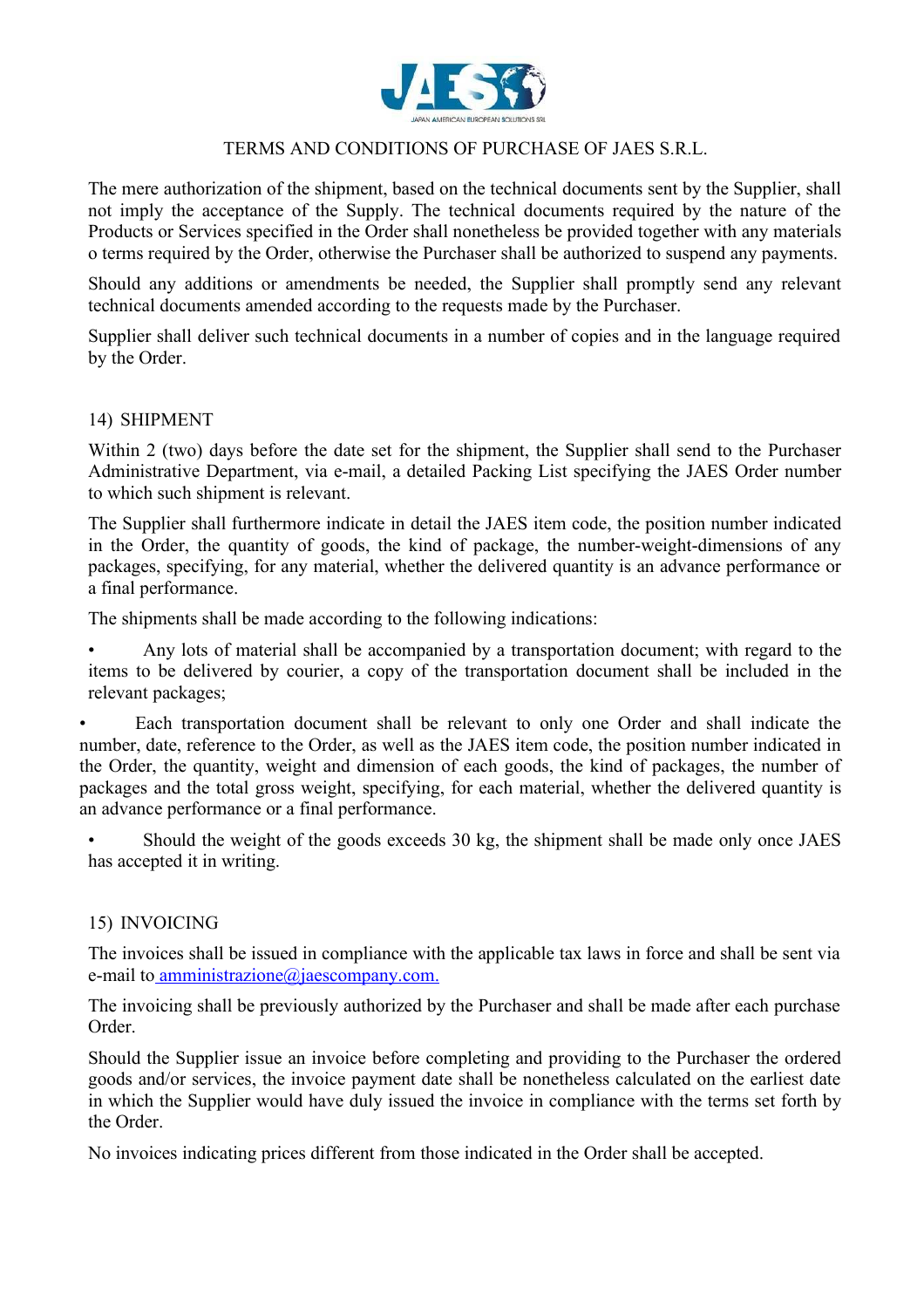TERMS AND CONDITIONS OF PURCHASE OF JAES S.R.L.

The mere authorization of the shipment, based on the technical documents sent by the Supplier, shall not imply the acceptance of the Supply. The technical documents required by the nature of the Products or Services specified in the Order shall nonetheless be provided together with any materials o terms required by the Order, otherwise the Purchaser shall be authorized to suspend any payments.

Should any additions or amendments be needed, the Supplier shall promptly send any relevant technical documents amended according to the requests made by the Purchaser.

Supplier shall deliver such technical documents in a number of copies and in the language required by the Order.

## 14) SHIPMENT

Within 2 (two) days before the date set for the shipment, the Supplier shall send to the Purchaser Administrative Department, via e-mail, a detailed Packing List specifying the JAES Order number to which such shipment is relevant.

The Supplier shall furthermore indicate in detail the JAES item code, the position number indicated in the Order, the quantity of goods, the kind of package, the number-weight-dimensions of any packages, specifying, for any material, whether the delivered quantity is an advance performance or a final performance.

The shipments shall be made according to the following indications:

- Any lots of material shall be accompanied by a transportation document; with regard to the items to be delivered by courier, a copy of the transportation document shall be included in the relevant packages;
- Each transportation document shall be relevant to only one Order and shall indicate the number, date, reference to the Order, as well as the JAES item code, the position number indicated in the Order, the quantity, weight and dimension of each goods, the kind of packages, the number of packages and the total gross weight, specifying, for each material, whether the delivered quantity is an advance performance or a final performance.
- Should the weight of the goods exceeds 30 kg, the shipment shall be made only once JAES has accepted it in writing.

## 15) INVOICING

The invoices shall be issued in compliance with the applicable tax laws in force and shall be sent via e-mail to amministrazione@jaescompany.com.

The invoicing shall be previously authorized by the Purchaser and shall be made after each purchase Order.

Should the Supplier issue an invoice before completing and providing to the Purchaser the ordered goods and/or services, the invoice payment date shall be nonetheless calculated on the earliest date in which the Supplier would have duly issued the invoice in compliance with the terms set forth by the Order.

No invoices indicating prices different from those indicated in the Order shall be accepted.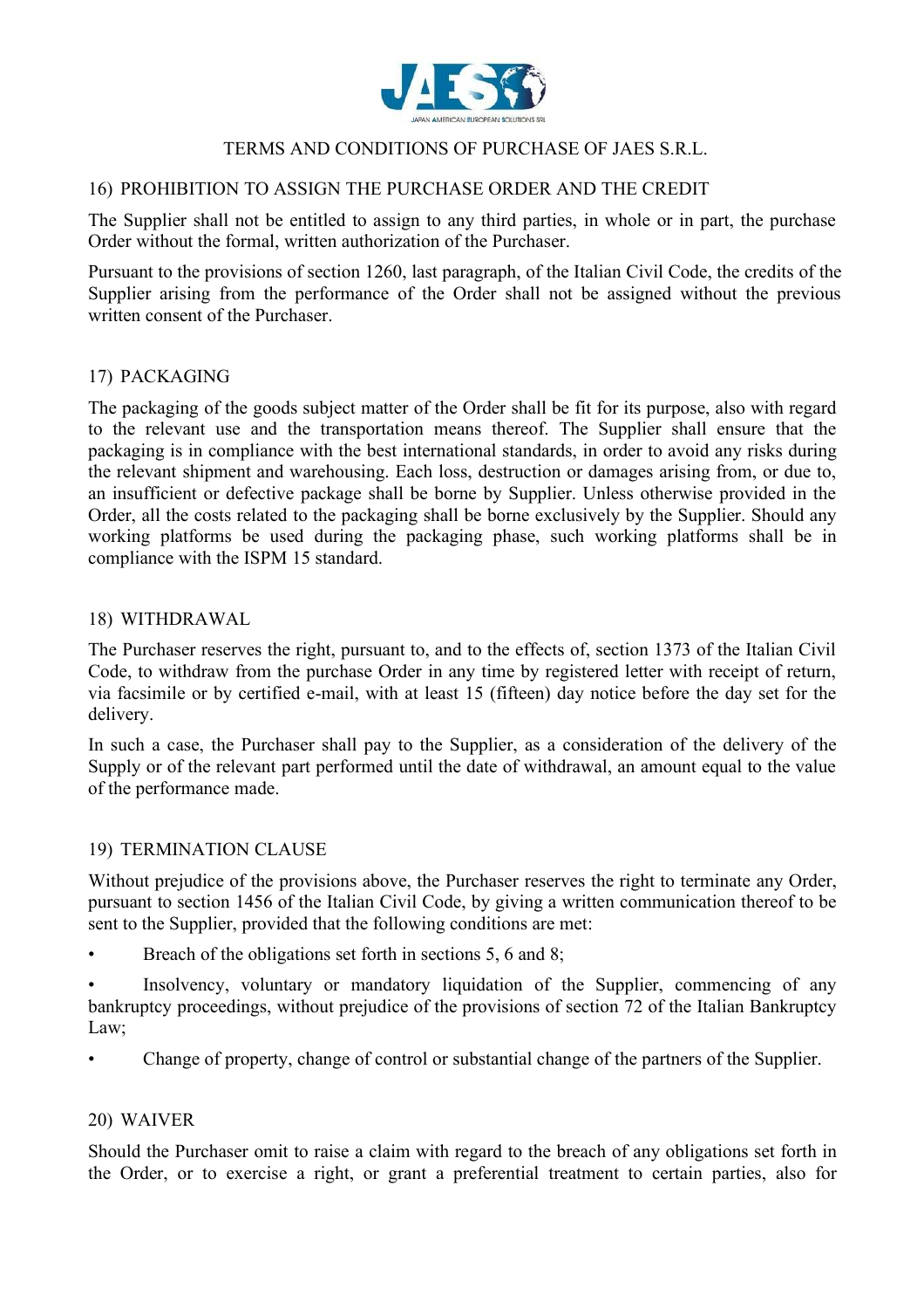TERMS AND CONDITIONS OF PURCHASE OF JAES S.R.L.

## 16) PROHIBITION TO ASSIGN THE PURCHASE ORDER AND THE CREDIT

The Supplier shall not be entitled to assign to any third parties, in whole or in part, the purchase Order without the formal, written authorization of the Purchaser.

Pursuant to the provisions of section 1260, last paragraph, of the Italian Civil Code, the credits of the Supplier arising from the performance of the Order shall not be assigned without the previous written consent of the Purchaser.

## 17) PACKAGING

The packaging of the goods subject matter of the Order shall be fit for its purpose, also with regard to the relevant use and the transportation means thereof. The Supplier shall ensure that the packaging is in compliance with the best international standards, in order to avoid any risks during the relevant shipment and warehousing. Each loss, destruction or damages arising from, or due to, an insufficient or defective package shall be borne by Supplier. Unless otherwise provided in the Order, all the costs related to the packaging shall be borne exclusively by the Supplier. Should any working platforms be used during the packaging phase, such working platforms shall be in compliance with the ISPM 15 standard.

## 18) WITHDRAWAL

The Purchaser reserves the right, pursuant to, and to the effects of, section 1373 of the Italian Civil Code, to withdraw from the purchase Order in any time by registered letter with receipt of return, via facsimile or by certified e-mail, with at least 15 (fifteen) day notice before the day set for the delivery.

In such a case, the Purchaser shall pay to the Supplier, as a consideration of the delivery of the Supply or of the relevant part performed until the date of withdrawal, an amount equal to the value of the performance made.

## 19) TERMINATION CLAUSE

Without prejudice of the provisions above, the Purchaser reserves the right to terminate any Order, pursuant to section 1456 of the Italian Civil Code, by giving a written communication thereof to be sent to the Supplier, provided that the following conditions are met:

- Breach of the obligations set forth in sections 5, 6 and 8;
- Insolvency, voluntary or mandatory liquidation of the Supplier, commencing of any bankruptcy proceedings, without prejudice of the provisions of section 72 of the Italian Bankruptcy Law;
- Change of property, change of control or substantial change of the partners of the Supplier.

## 20) WAIVER

Should the Purchaser omit to raise a claim with regard to the breach of any obligations set forth in the Order, or to exercise a right, or grant a preferential treatment to certain parties, also for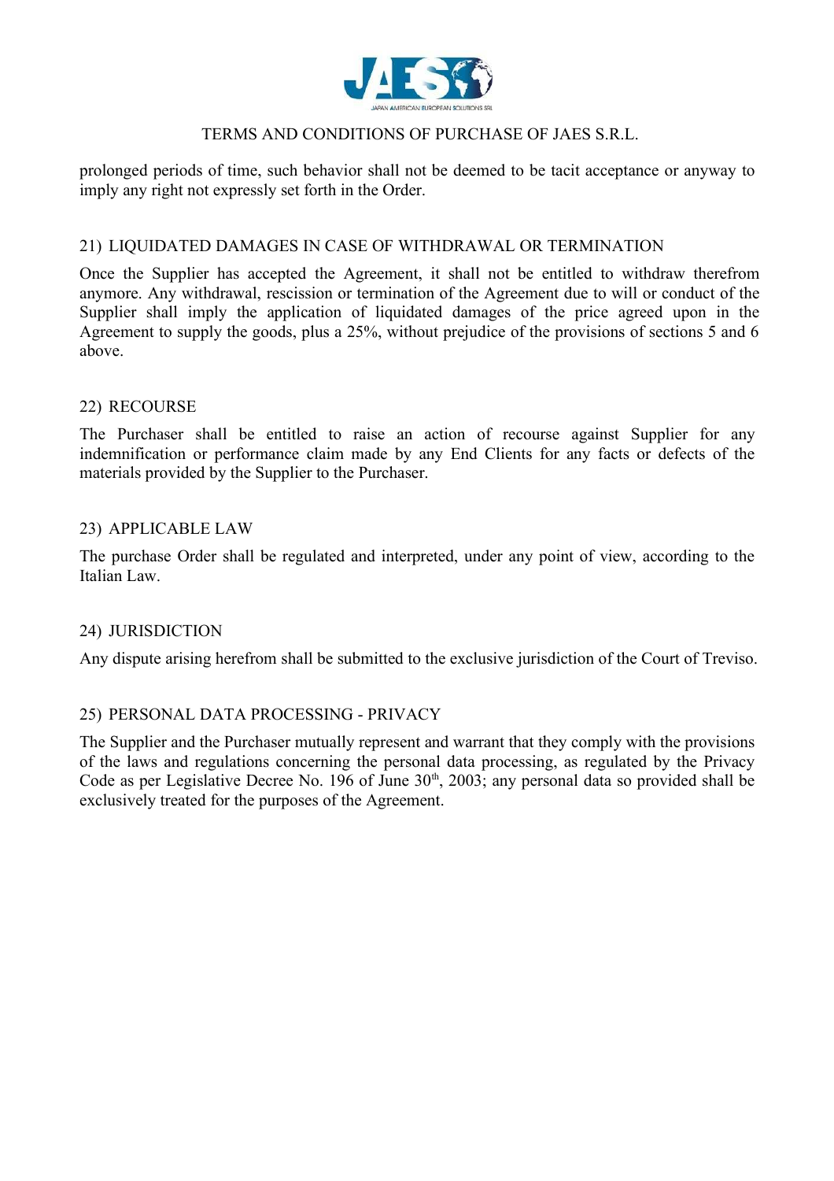prolonged periods of time, such behavior shall not be deemed to be tacit acceptance or anyway to imply any right not expressly set forth in the Order.

## 21) LIQUIDATED DAMAGES IN CASE OF WITHDRAWAL OR TERMINATION

Once the Supplier has accepted the Agreement, it shall not be entitled to withdraw therefrom anymore. Any withdrawal, rescission or termination of the Agreement due to will or conduct of the Supplier shall imply the application of liquidated damages of the price agreed upon in the Agreement to supply the goods, plus a 25%, without prejudice of the provisions of sections 5 and 6 above.

## 22) RECOURSE

The Purchaser shall be entitled to raise an action of recourse against Supplier for any indemnification or performance claim made by any End Clients for any facts or defects of the materials provided by the Supplier to the Purchaser.

## 23) APPLICABLE LAW

The purchase Order shall be regulated and interpreted, under any point of view, according to the Italian Law.

## 24) JURISDICTION

Any dispute arising herefrom shall be submitted to the exclusive jurisdiction of the Court of Treviso.

## 25) PERSONAL DATA PROCESSING - PRIVACY

The Supplier and the Purchaser mutually represent and warrant that they comply with the provisions of the laws and regulations concerning the personal data processing, as regulated by the Privacy Code as per Legislative Decree No. 196 of June 30th, 2003; any personal data so provided shall be exclusively treated for the purposes of the Agreement.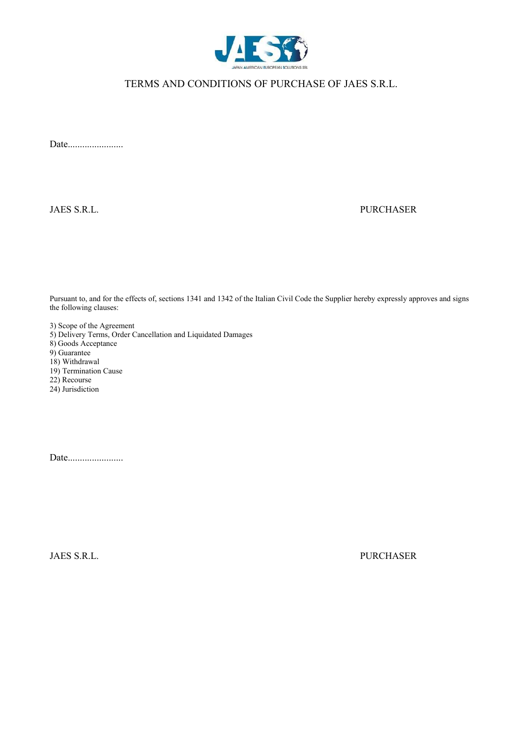# TERMS AND CONDITIONS OF PURCHASE OF JAES S.R.L.

Date.......................

JAES S.R.L. PURCHASER

Pursuant to, and for the effects of, sections 1341 and 1342 of the Italian Civil Code the Supplier hereby expressly approves and signs the following clauses:

3) Scope of the Agreement
5) Delivery Terms, Order Cancellation and Liquidated Damages
8) Goods Acceptance
9) Guarantee
18) Withdrawal
19) Termination Cause
22) Recourse
24) Jurisdiction

Date.......................

JAES S.R.L. PURCHASER